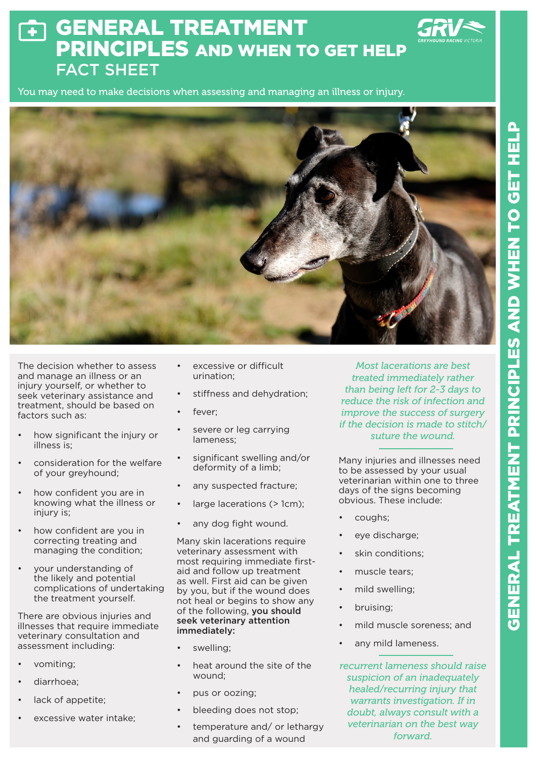# GENERAL TREATMENT PRINCIPLES AND WHEN TO GET HELP

## FACT SHEET

You may need to make decisions when assessing and managing an illness or injury.

The decision whether to assess and manage an illness or an injury yourself, or whether to seek veterinary assistance and treatment, should be based on factors such as:

- how significant the injury or illness is;
- consideration for the welfare of your greyhound;
- how confident you are in knowing what the illness or injury is;
- how confident are you in correcting treating and managing the condition;
- your understanding of the likely and potential complications of undertaking the treatment yourself.

There are obvious injuries and illnesses that require immediate veterinary consultation and assessment including:

- vomiting;
- diarrhoea;
- lack of appetite;
- excessive water intake;
- excessive or difficult urination;
- stiffness and dehydration;
- fever;
- severe or leg carrying lameness;
- significant swelling and/or deformity of a limb;
- any suspected fracture;
- large lacerations (> 1cm);
- any dog fight wound.

Many skin lacerations require veterinary assessment with most requiring immediate first-aid and follow up treatment as well. First aid can be given by you, but if the wound does not heal or begins to show any of the following, **you should seek veterinary attention immediately:**

- swelling;
- heat around the site of the wound;
- pus or oozing;
- bleeding does not stop;
- temperature and/ or lethargy and guarding of a wound

*Most lacerations are best treated immediately rather than being left for 2-3 days to reduce the risk of infection and improve the success of surgery if the decision is made to stitch/ suture the wound.*

Many injuries and illnesses need to be assessed by your usual veterinarian within one to three days of the signs becoming obvious. These include:

- coughs;
- eye discharge;
- skin conditions;
- muscle tears;
- mild swelling;
- bruising;
- mild muscle soreness; and
- any mild lameness.

*recurrent lameness should raise suspicion of an inadequately healed/recurring injury that warrants investigation. If in doubt, always consult with a veterinarian on the best way forward.*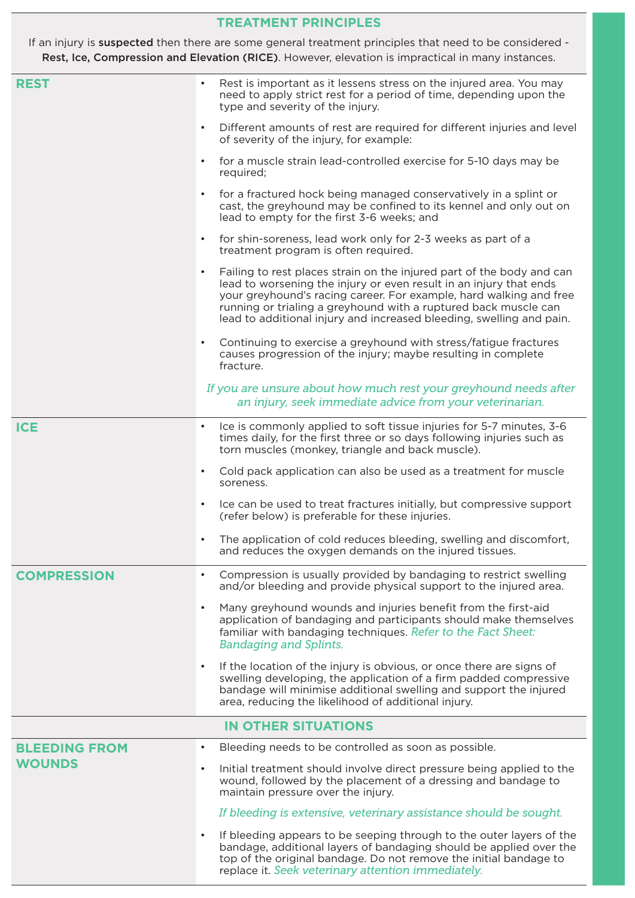## TREATMENT PRINCIPLES

If an injury is **suspected** then there are some general treatment principles that need to be considered - **Rest, Ice, Compression and Elevation (RICE)**. However, elevation is impractical in many instances.

### REST

- Rest is important as it lessens stress on the injured area. You may need to apply strict rest for a period of time, depending upon the type and severity of the injury.
- Different amounts of rest are required for different injuries and level of severity of the injury, for example:
- for a muscle strain lead-controlled exercise for 5-10 days may be required;
- for a fractured hock being managed conservatively in a splint or cast, the greyhound may be confined to its kennel and only out on lead to empty for the first 3-6 weeks; and
- for shin-soreness, lead work only for 2-3 weeks as part of a treatment program is often required.
- Failing to rest places strain on the injured part of the body and can lead to worsening the injury or even result in an injury that ends your greyhound's racing career. For example, hard walking and free running or trialing a greyhound with a ruptured back muscle can lead to additional injury and increased bleeding, swelling and pain.
- Continuing to exercise a greyhound with stress/fatigue fractures causes progression of the injury; maybe resulting in complete fracture.

*If you are unsure about how much rest your greyhound needs after an injury, seek immediate advice from your veterinarian.*

### ICE

- Ice is commonly applied to soft tissue injuries for 5-7 minutes, 3-6 times daily, for the first three or so days following injuries such as torn muscles (monkey, triangle and back muscle).
- Cold pack application can also be used as a treatment for muscle soreness.
- Ice can be used to treat fractures initially, but compressive support (refer below) is preferable for these injuries.
- The application of cold reduces bleeding, swelling and discomfort, and reduces the oxygen demands on the injured tissues.

### COMPRESSION

- Compression is usually provided by bandaging to restrict swelling and/or bleeding and provide physical support to the injured area.
- Many greyhound wounds and injuries benefit from the first-aid application of bandaging and participants should make themselves familiar with bandaging techniques. *Refer to the Fact Sheet: Bandaging and Splints.*
- If the location of the injury is obvious, or once there are signs of swelling developing, the application of a firm padded compressive bandage will minimise additional swelling and support the injured area, reducing the likelihood of additional injury.

## IN OTHER SITUATIONS

### BLEEDING FROM WOUNDS

- Bleeding needs to be controlled as soon as possible.
- Initial treatment should involve direct pressure being applied to the wound, followed by the placement of a dressing and bandage to maintain pressure over the injury.

*If bleeding is extensive, veterinary assistance should be sought.*

- If bleeding appears to be seeping through to the outer layers of the bandage, additional layers of bandaging should be applied over the top of the original bandage. Do not remove the initial bandage to replace it. *Seek veterinary attention immediately.*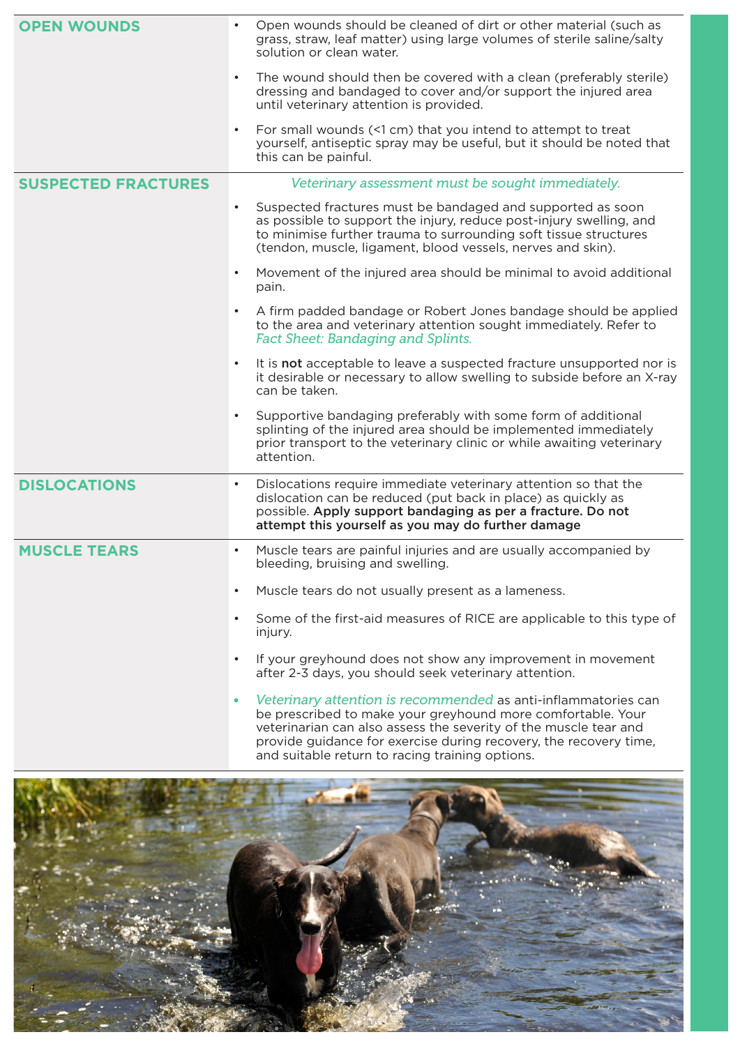| | |
|---|---|
| **OPEN WOUNDS** | • Open wounds should be cleaned of dirt or other material (such as grass, straw, leaf matter) using large volumes of sterile saline/salty solution or clean water.<br><br>• The wound should then be covered with a clean (preferably sterile) dressing and bandaged to cover and/or support the injured area until veterinary attention is provided.<br><br>• For small wounds (<1 cm) that you intend to attempt to treat yourself, antiseptic spray may be useful, but it should be noted that this can be painful. |
| **SUSPECTED FRACTURES** | *Veterinary assessment must be sought immediately.*<br><br>• Suspected fractures must be bandaged and supported as soon as possible to support the injury, reduce post-injury swelling, and to minimise further trauma to surrounding soft tissue structures (tendon, muscle, ligament, blood vessels, nerves and skin).<br><br>• Movement of the injured area should be minimal to avoid additional pain.<br><br>• A firm padded bandage or Robert Jones bandage should be applied to the area and veterinary attention sought immediately. Refer to *Fact Sheet: Bandaging and Splints.*<br><br>• It is **not** acceptable to leave a suspected fracture unsupported nor is it desirable or necessary to allow swelling to subside before an X-ray can be taken.<br><br>• Supportive bandaging preferably with some form of additional splinting of the injured area should be implemented immediately prior transport to the veterinary clinic or while awaiting veterinary attention. |
| **DISLOCATIONS** | • Dislocations require immediate veterinary attention so that the dislocation can be reduced (put back in place) as quickly as possible. **Apply support bandaging as per a fracture. Do not attempt this yourself as you may do further damage** |
| **MUSCLE TEARS** | • Muscle tears are painful injuries and are usually accompanied by bleeding, bruising and swelling.<br><br>• Muscle tears do not usually present as a lameness.<br><br>• Some of the first-aid measures of RICE are applicable to this type of injury.<br><br>• If your greyhound does not show any improvement in movement after 2-3 days, you should seek veterinary attention.<br><br>• *Veterinary attention is recommended* as anti-inflammatories can be prescribed to make your greyhound more comfortable. Your veterinarian can also assess the severity of the muscle tear and provide guidance for exercise during recovery, the recovery time, and suitable return to racing training options. |